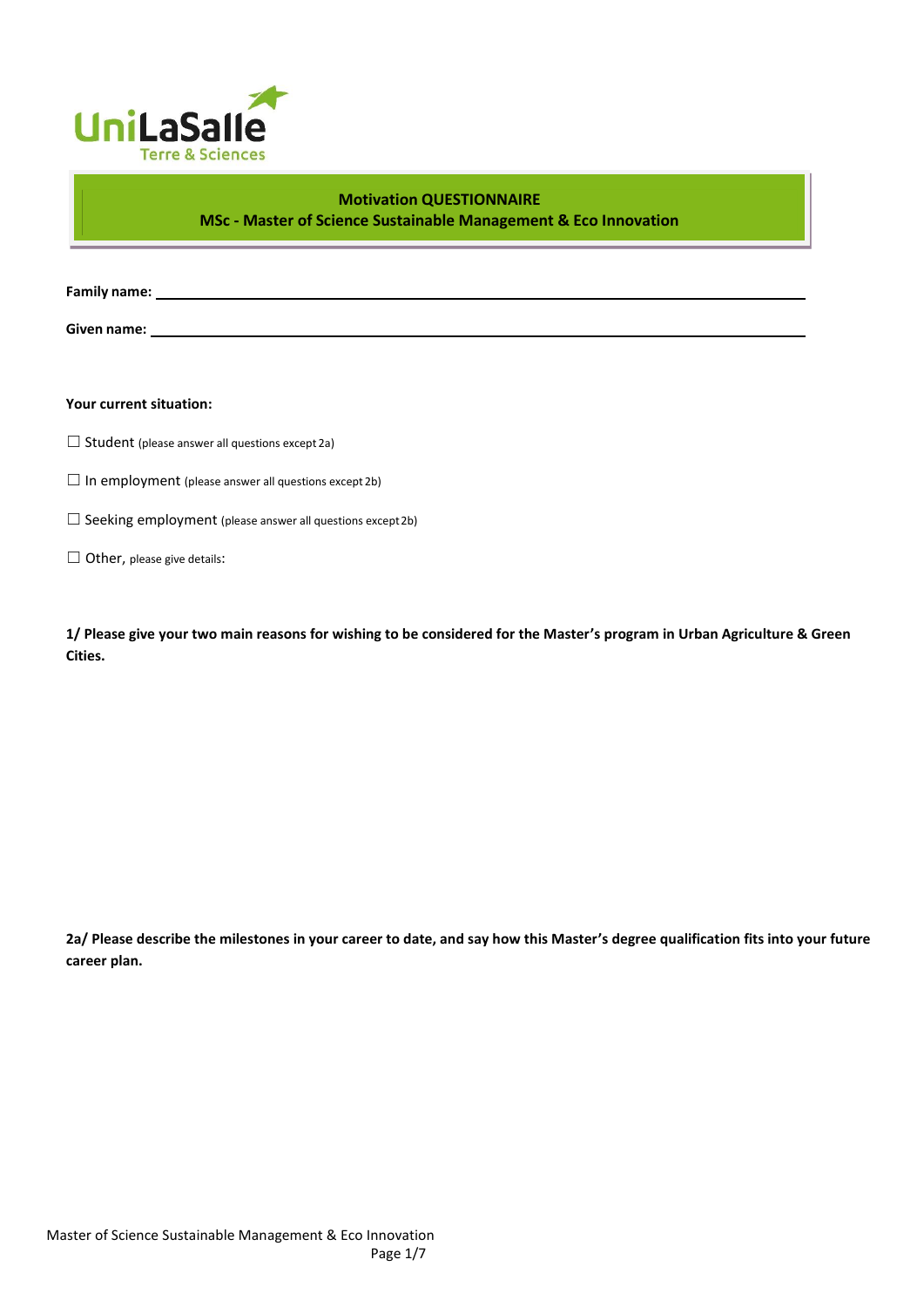UniLaSalle
Terre & Sciences

**Motivation QUESTIONNAIRE**
**MSc - Master of Science Sustainable Management & Eco Innovation**

**Family name:** \_\_\_\_\_\_\_\_\_\_\_\_\_\_\_\_\_\_\_\_\_\_\_\_\_\_\_\_\_\_\_\_\_\_\_\_\_\_\_\_

**Given name:** \_\_\_\_\_\_\_\_\_\_\_\_\_\_\_\_\_\_\_\_\_\_\_\_\_\_\_\_\_\_\_\_\_\_\_\_\_\_\_\_

**Your current situation:**

☐ Student (please answer all questions except 2a)

☐ In employment (please answer all questions except 2b)

☐ Seeking employment (please answer all questions except 2b)

☐ Other, please give details:

**1/ Please give your two main reasons for wishing to be considered for the Master's program in Urban Agriculture & Green Cities.**

**2a/ Please describe the milestones in your career to date, and say how this Master's degree qualification fits into your future career plan.**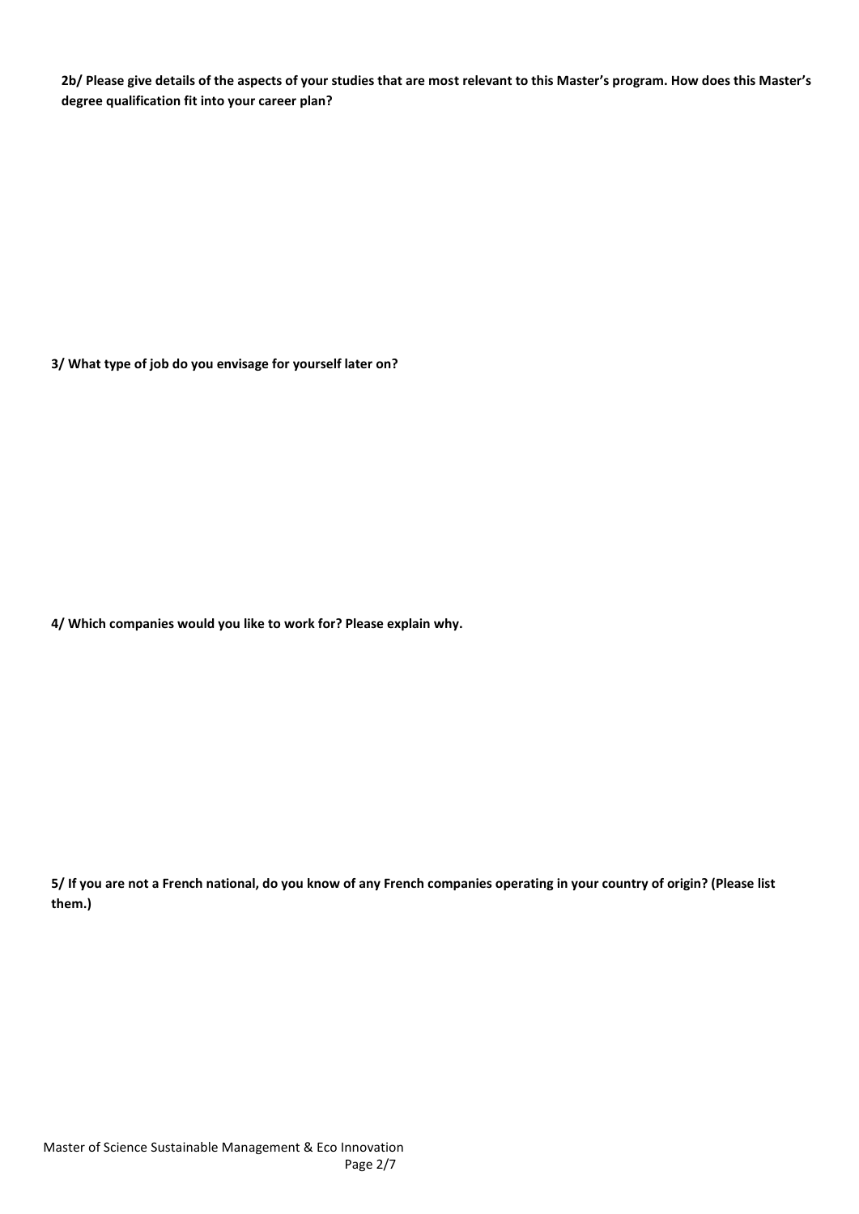**2b/ Please give details of the aspects of your studies that are most relevant to this Master's program. How does this Master's degree qualification fit into your career plan?**

**3/ What type of job do you envisage for yourself later on?**

**4/ Which companies would you like to work for? Please explain why.**

**5/ If you are not a French national, do you know of any French companies operating in your country of origin? (Please list them.)**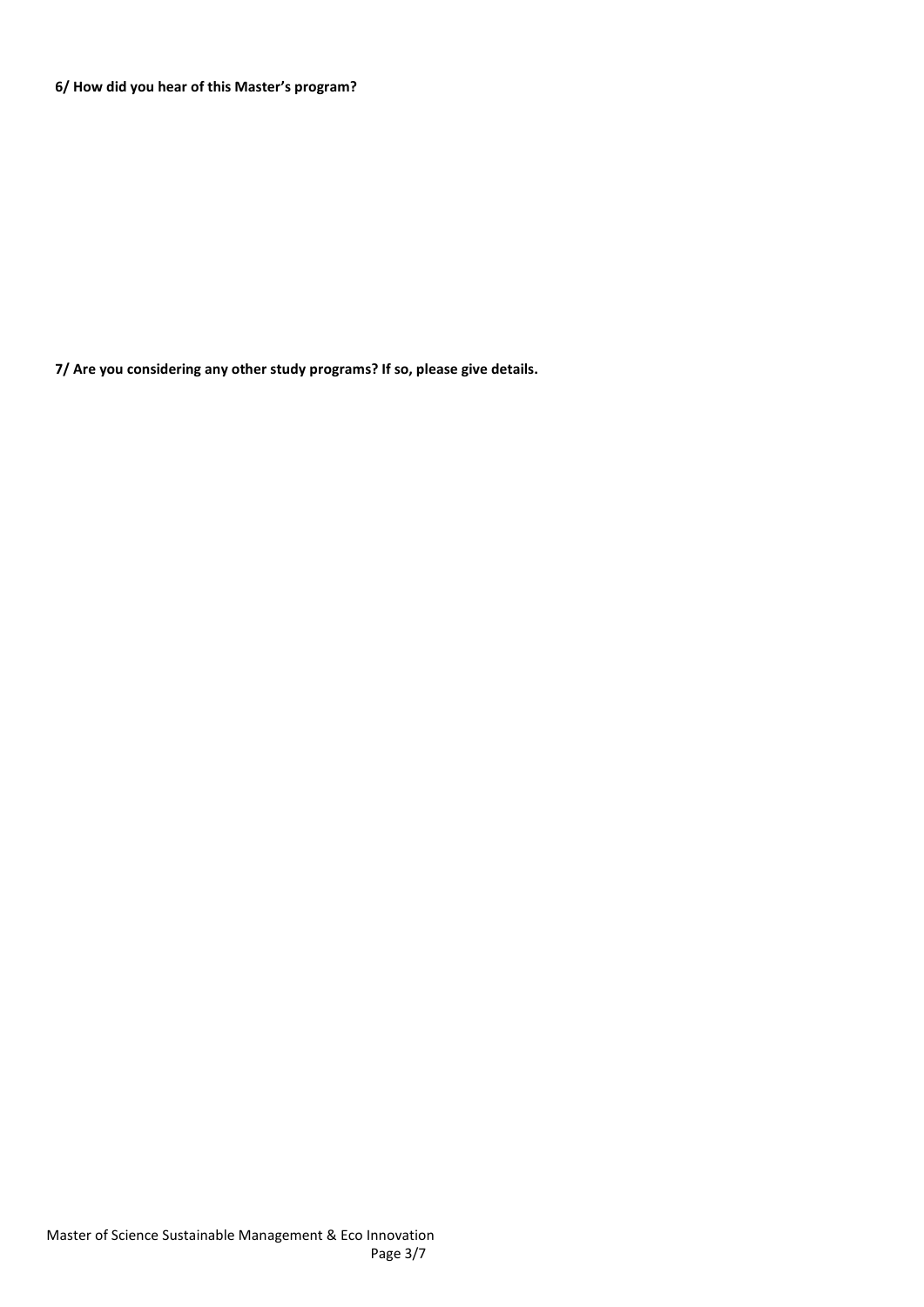**6/ How did you hear of this Master's program?**

**7/ Are you considering any other study programs? If so, please give details.**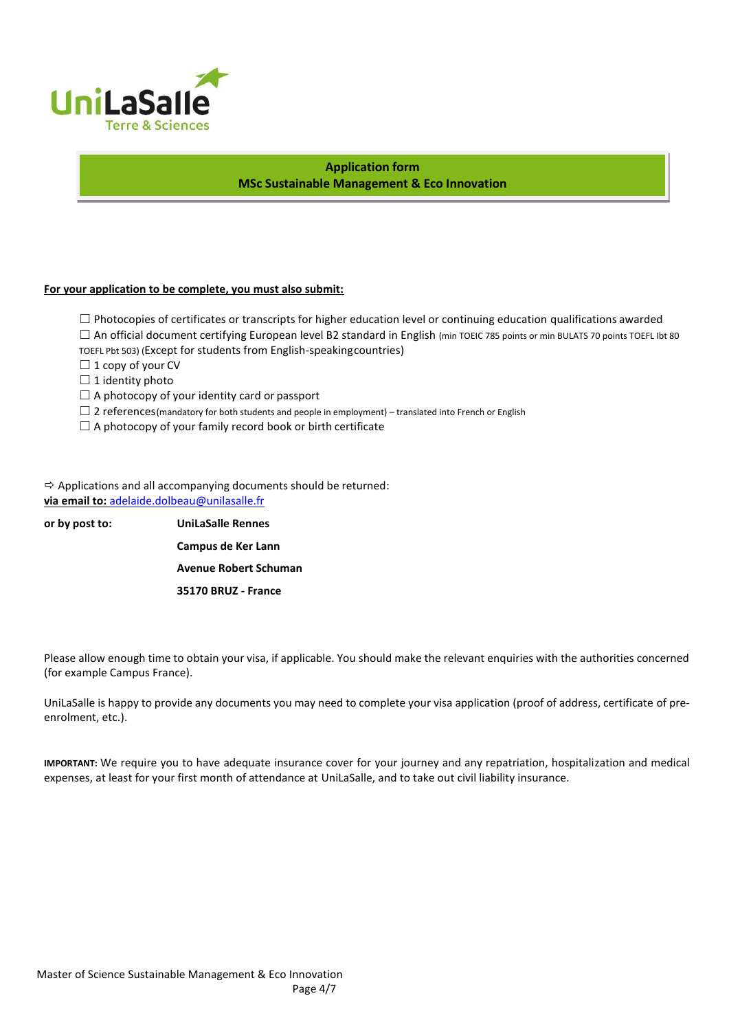UniLaSalle
Terre & Sciences

**Application form**
**MSc Sustainable Management & Eco Innovation**

**<u>For your application to be complete, you must also submit:</u>**

- ☐ Photocopies of certificates or transcripts for higher education level or continuing education qualifications awarded
- ☐ An official document certifying European level B2 standard in English (min TOEIC 785 points or min BULATS 70 points TOEFL Ibt 80 TOEFL Pbt 503) (Except for students from English-speaking countries)
- ☐ 1 copy of your CV
- ☐ 1 identity photo
- ☐ A photocopy of your identity card or passport
- ☐ 2 references (mandatory for both students and people in employment) – translated into French or English
- ☐ A photocopy of your family record book or birth certificate

⇨ Applications and all accompanying documents should be returned:
**via email to:** adelaide.dolbeau@unilasalle.fr

**or by post to:**

**UniLaSalle Rennes**
**Campus de Ker Lann**
**Avenue Robert Schuman**
**35170 BRUZ - France**

Please allow enough time to obtain your visa, if applicable. You should make the relevant enquiries with the authorities concerned (for example Campus France).

UniLaSalle is happy to provide any documents you may need to complete your visa application (proof of address, certificate of pre-enrolment, etc.).

**IMPORTANT:** We require you to have adequate insurance cover for your journey and any repatriation, hospitalization and medical expenses, at least for your first month of attendance at UniLaSalle, and to take out civil liability insurance.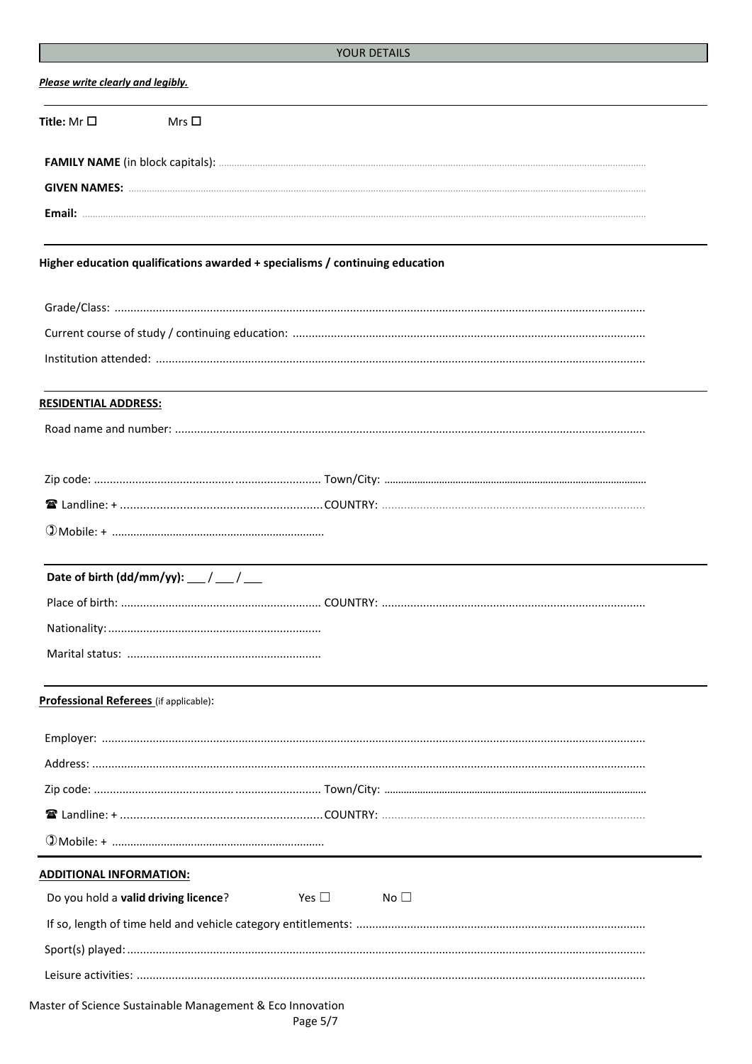## YOUR DETAILS

***Please write clearly and legibly.***

**Title:** Mr ☐ Mrs ☐

**FAMILY NAME** (in block capitals): ..............................................................................

**GIVEN NAMES:** ..............................................................................

**Email:** ..............................................................................

**Higher education qualifications awarded + specialisms / continuing education**

Grade/Class: ..............................................................................

Current course of study / continuing education: ..............................................................................

Institution attended: ..............................................................................

**RESIDENTIAL ADDRESS:**

Road name and number: ..............................................................................

Zip code: .............................................. Town/City: ..............................................

☎ Landline: + .............................................. COUNTRY: ..............................................

Mobile: + ..............................................

**Date of birth (dd/mm/yy):** ___ / ___ / ___

Place of birth: .............................................. COUNTRY: ..............................................

Nationality: ..............................................

Marital status: ..............................................

**Professional Referees** (if applicable):

Employer: ..............................................................................

Address: ..............................................................................

Zip code: .............................................. Town/City: ..............................................

☎ Landline: + .............................................. COUNTRY: ..............................................

Mobile: + ..............................................

**ADDITIONAL INFORMATION:**

Do you hold a **valid driving licence**? Yes ☐ No ☐

If so, length of time held and vehicle category entitlements: ..............................................

Sport(s) played: ..............................................................................

Leisure activities: ..............................................................................

Master of Science Sustainable Management & Eco Innovation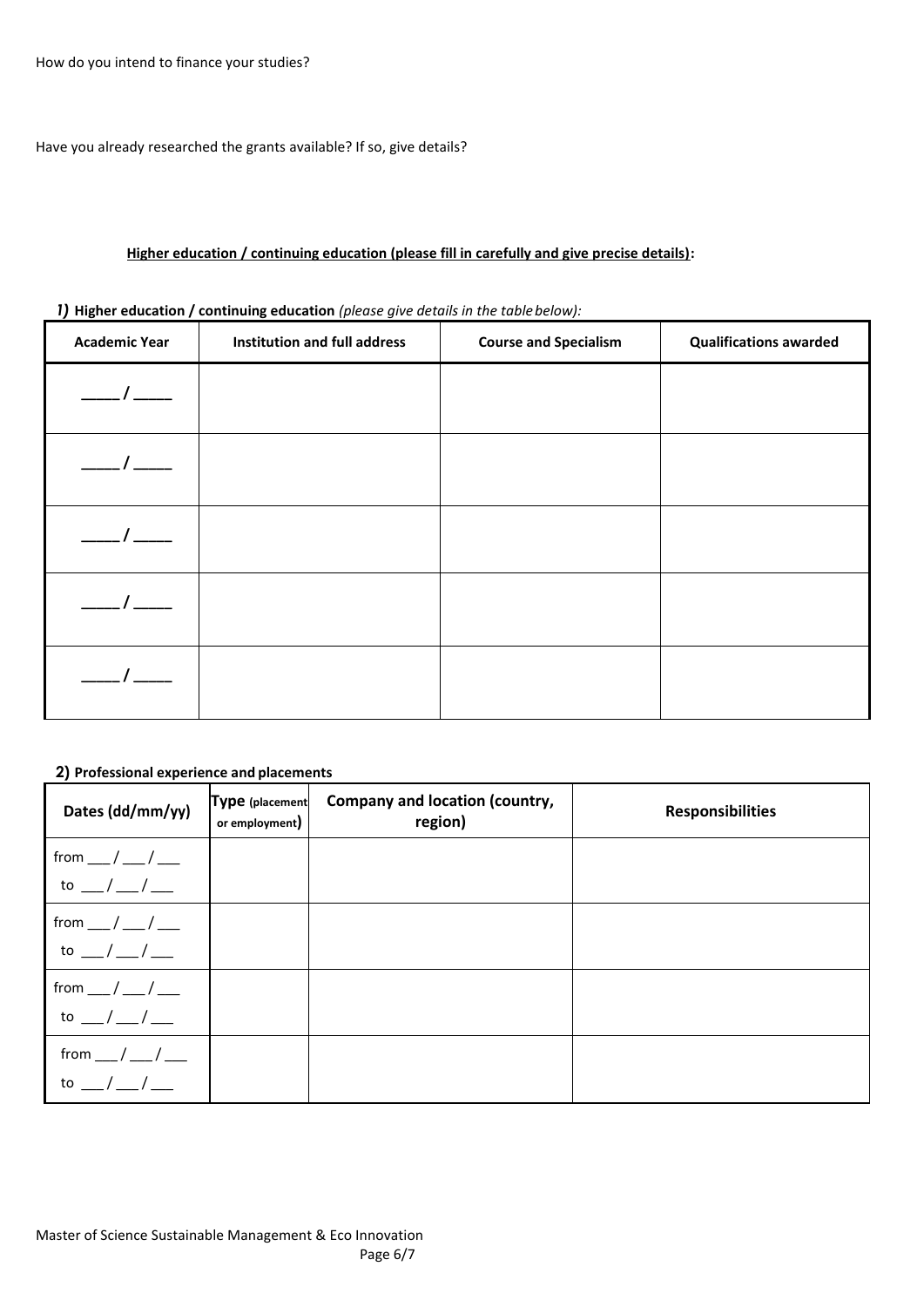How do you intend to finance your studies?

Have you already researched the grants available? If so, give details?

**Higher education / continuing education (please fill in carefully and give precise details):**

***1)*** **Higher education / continuing education** *(please give details in the table below):*

| Academic Year | Institution and full address | Course and Specialism | Qualifications awarded |
|---|---|---|---|
| _____ / _____ | | | |
| _____ / _____ | | | |
| _____ / _____ | | | |
| _____ / _____ | | | |
| _____ / _____ | | | |

**2) Professional experience and placements**

| Dates (dd/mm/yy) | Type (placement or employment) | Company and location (country, region) | Responsibilities |
|---|---|---|---|
| from ___ / ___ / ___ to ___ / ___ / ___ | | | |
| from ___ / ___ / ___ to ___ / ___ / ___ | | | |
| from ___ / ___ / ___ to ___ / ___ / ___ | | | |
| from ___ / ___ / ___ to ___ / ___ / ___ | | | |

Master of Science Sustainable Management & Eco Innovation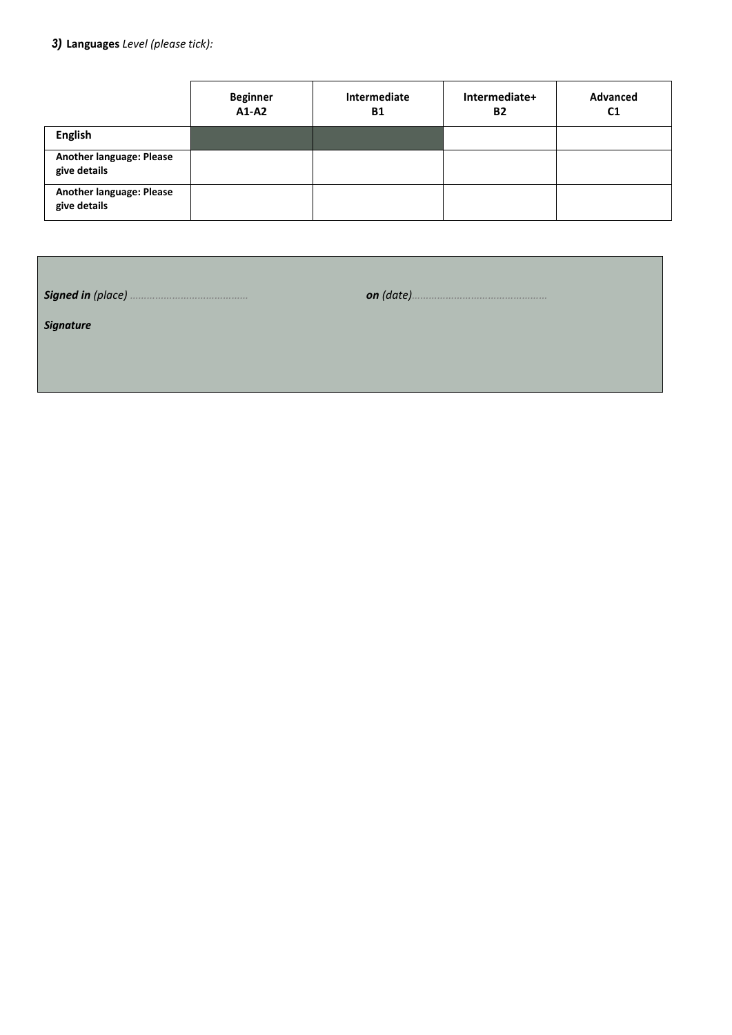***3)*** **Languages** *Level (please tick):*

| | Beginner A1-A2 | Intermediate B1 | Intermediate+ B2 | Advanced C1 |
|---|---|---|---|---|
| **English** | | | | |
| **Another language: Please give details** | | | | |
| **Another language: Please give details** | | | | |

***Signed in*** *(place)* ………………………………… ***on*** *(date)*………………………………………

***Signature***